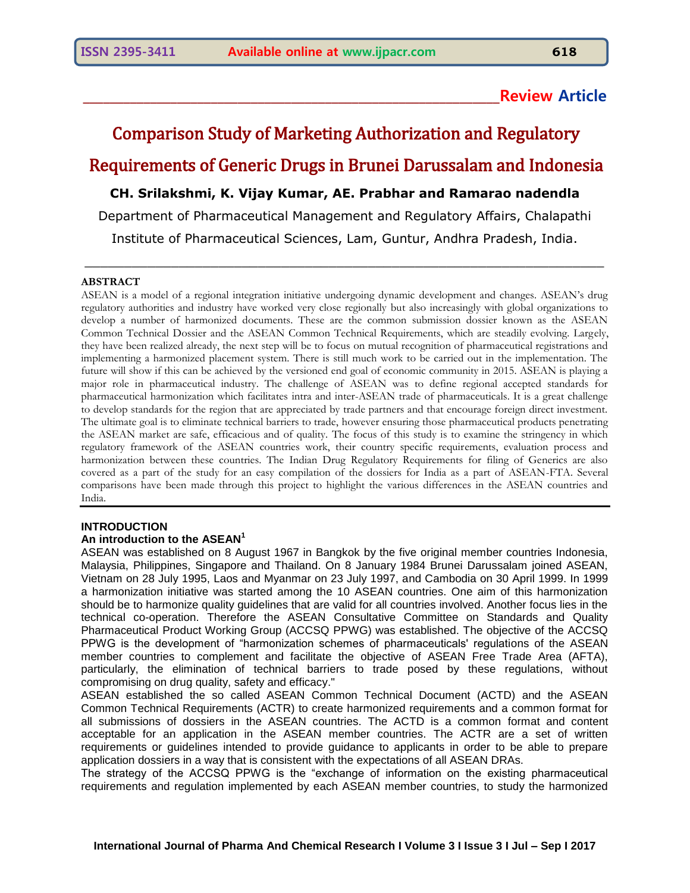**Review Article**

# Comparison Study of Marketing Authorization and Regulatory Requirements of Generic Drugs in Brunei Darussalam and Indonesia

**CH. Srilakshmi, K. Vijay Kumar, AE. Prabhar and Ramarao nadendla**

Department of Pharmaceutical Management and Regulatory Affairs, Chalapathi Institute of Pharmaceutical Sciences, Lam, Guntur, Andhra Pradesh, India.

## ABSTRACT

ASEAN is a model of a regional integration initiative undergoing dynamic development and changes. ASEAN's drug regulatory authorities and industry have worked very close regionally but also increasingly with global organizations to develop a number of harmonized documents. These are the common submission dossier known as the ASEAN Common Technical Dossier and the ASEAN Common Technical Requirements, which are steadily evolving. Largely, they have been realized already, the next step will be to focus on mutual recognition of pharmaceutical registrations and implementing a harmonized placement system. There is still much work to be carried out in the implementation. The future will show if this can be achieved by the versioned end goal of economic community in 2015. ASEAN is playing a major role in pharmaceutical industry. The challenge of ASEAN was to define regional accepted standards for pharmaceutical harmonization which facilitates intra and inter-ASEAN trade of pharmaceuticals. It is a great challenge to develop standards for the region that are appreciated by trade partners and that encourage foreign direct investment. The ultimate goal is to eliminate technical barriers to trade, however ensuring those pharmaceutical products penetrating the ASEAN market are safe, efficacious and of quality. The focus of this study is to examine the stringency in which regulatory framework of the ASEAN countries work, their country specific requirements, evaluation process and harmonization between these countries. The Indian Drug Regulatory Requirements for filing of Generics are also covered as a part of the study for an easy compilation of the dossiers for India as a part of ASEAN-FTA. Several comparisons have been made through this project to highlight the various differences in the ASEAN countries and India.

## INTRODUCTION

### An introduction to the ASEAN[1]

ASEAN was established on 8 August 1967 in Bangkok by the five original member countries Indonesia, Malaysia, Philippines, Singapore and Thailand. On 8 January 1984 Brunei Darussalam joined ASEAN, Vietnam on 28 July 1995, Laos and Myanmar on 23 July 1997, and Cambodia on 30 April 1999. In 1999 a harmonization initiative was started among the 10 ASEAN countries. One aim of this harmonization should be to harmonize quality guidelines that are valid for all countries involved. Another focus lies in the technical co-operation. Therefore the ASEAN Consultative Committee on Standards and Quality Pharmaceutical Product Working Group (ACCSQ PPWG) was established. The objective of the ACCSQ PPWG is the development of "harmonization schemes of pharmaceuticals' regulations of the ASEAN member countries to complement and facilitate the objective of ASEAN Free Trade Area (AFTA), particularly, the elimination of technical barriers to trade posed by these regulations, without compromising on drug quality, safety and efficacy."

ASEAN established the so called ASEAN Common Technical Document (ACTD) and the ASEAN Common Technical Requirements (ACTR) to create harmonized requirements and a common format for all submissions of dossiers in the ASEAN countries. The ACTD is a common format and content acceptable for an application in the ASEAN member countries. The ACTR are a set of written requirements or guidelines intended to provide guidance to applicants in order to be able to prepare application dossiers in a way that is consistent with the expectations of all ASEAN DRAs.

The strategy of the ACCSQ PPWG is the "exchange of information on the existing pharmaceutical requirements and regulation implemented by each ASEAN member countries, to study the harmonized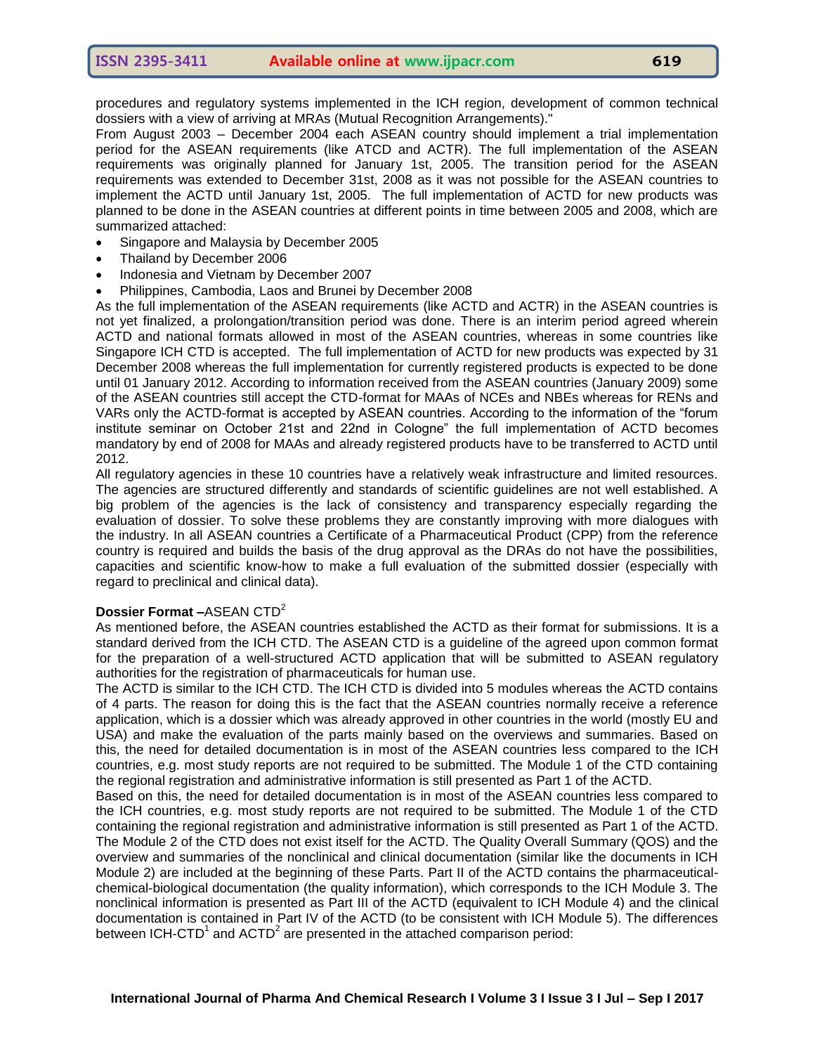procedures and regulatory systems implemented in the ICH region, development of common technical dossiers with a view of arriving at MRAs (Mutual Recognition Arrangements)."

From August 2003 – December 2004 each ASEAN country should implement a trial implementation period for the ASEAN requirements (like ATCD and ACTR). The full implementation of the ASEAN requirements was originally planned for January 1st, 2005. The transition period for the ASEAN requirements was extended to December 31st, 2008 as it was not possible for the ASEAN countries to implement the ACTD until January 1st, 2005. The full implementation of ACTD for new products was planned to be done in the ASEAN countries at different points in time between 2005 and 2008, which are summarized attached:

- Singapore and Malaysia by December 2005
- Thailand by December 2006
- Indonesia and Vietnam by December 2007
- Philippines, Cambodia, Laos and Brunei by December 2008

As the full implementation of the ASEAN requirements (like ACTD and ACTR) in the ASEAN countries is not yet finalized, a prolongation/transition period was done. There is an interim period agreed wherein ACTD and national formats allowed in most of the ASEAN countries, whereas in some countries like Singapore ICH CTD is accepted. The full implementation of ACTD for new products was expected by 31 December 2008 whereas the full implementation for currently registered products is expected to be done until 01 January 2012. According to information received from the ASEAN countries (January 2009) some of the ASEAN countries still accept the CTD-format for MAAs of NCEs and NBEs whereas for RENs and VARs only the ACTD-format is accepted by ASEAN countries. According to the information of the "forum institute seminar on October 21st and 22nd in Cologne" the full implementation of ACTD becomes mandatory by end of 2008 for MAAs and already registered products have to be transferred to ACTD until 2012.

All regulatory agencies in these 10 countries have a relatively weak infrastructure and limited resources. The agencies are structured differently and standards of scientific guidelines are not well established. A big problem of the agencies is the lack of consistency and transparency especially regarding the evaluation of dossier. To solve these problems they are constantly improving with more dialogues with the industry. In all ASEAN countries a Certificate of a Pharmaceutical Product (CPP) from the reference country is required and builds the basis of the drug approval as the DRAs do not have the possibilities, capacities and scientific know-how to make a full evaluation of the submitted dossier (especially with regard to preclinical and clinical data).

**Dossier Format –**ASEAN CTD[2]

As mentioned before, the ASEAN countries established the ACTD as their format for submissions. It is a standard derived from the ICH CTD. The ASEAN CTD is a guideline of the agreed upon common format for the preparation of a well-structured ACTD application that will be submitted to ASEAN regulatory authorities for the registration of pharmaceuticals for human use.

The ACTD is similar to the ICH CTD. The ICH CTD is divided into 5 modules whereas the ACTD contains of 4 parts. The reason for doing this is the fact that the ASEAN countries normally receive a reference application, which is a dossier which was already approved in other countries in the world (mostly EU and USA) and make the evaluation of the parts mainly based on the overviews and summaries. Based on this, the need for detailed documentation is in most of the ASEAN countries less compared to the ICH countries, e.g. most study reports are not required to be submitted. The Module 1 of the CTD containing the regional registration and administrative information is still presented as Part 1 of the ACTD.

Based on this, the need for detailed documentation is in most of the ASEAN countries less compared to the ICH countries, e.g. most study reports are not required to be submitted. The Module 1 of the CTD containing the regional registration and administrative information is still presented as Part 1 of the ACTD. The Module 2 of the CTD does not exist itself for the ACTD. The Quality Overall Summary (QOS) and the overview and summaries of the nonclinical and clinical documentation (similar like the documents in ICH Module 2) are included at the beginning of these Parts. Part II of the ACTD contains the pharmaceutical-chemical-biological documentation (the quality information), which corresponds to the ICH Module 3. The nonclinical information is presented as Part III of the ACTD (equivalent to ICH Module 4) and the clinical documentation is contained in Part IV of the ACTD (to be consistent with ICH Module 5). The differences between ICH-CTD[1] and ACTD[2] are presented in the attached comparison period: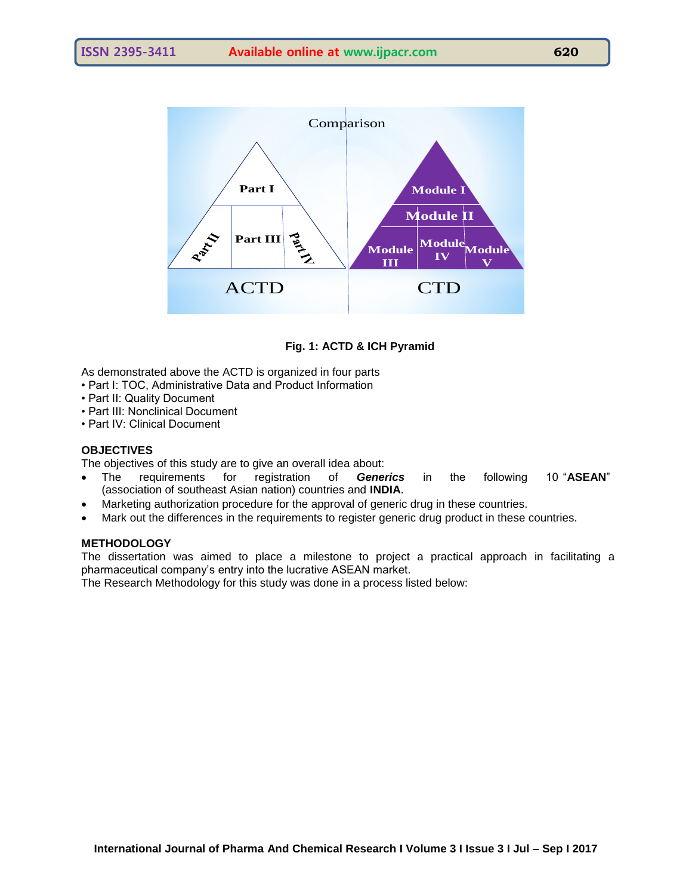Fig. 1: ACTD & ICH Pyramid

As demonstrated above the ACTD is organized in four parts

- Part I: TOC, Administrative Data and Product Information
- Part II: Quality Document
- Part III: Nonclinical Document
- Part IV: Clinical Document

## OBJECTIVES

The objectives of this study are to give an overall idea about:

- The requirements for registration of ***Generics*** in the following 10 "**ASEAN**" (association of southeast Asian nation) countries and **INDIA**.
- Marketing authorization procedure for the approval of generic drug in these countries.
- Mark out the differences in the requirements to register generic drug product in these countries.

## METHODOLOGY

The dissertation was aimed to place a milestone to project a practical approach in facilitating a pharmaceutical company's entry into the lucrative ASEAN market.

The Research Methodology for this study was done in a process listed below: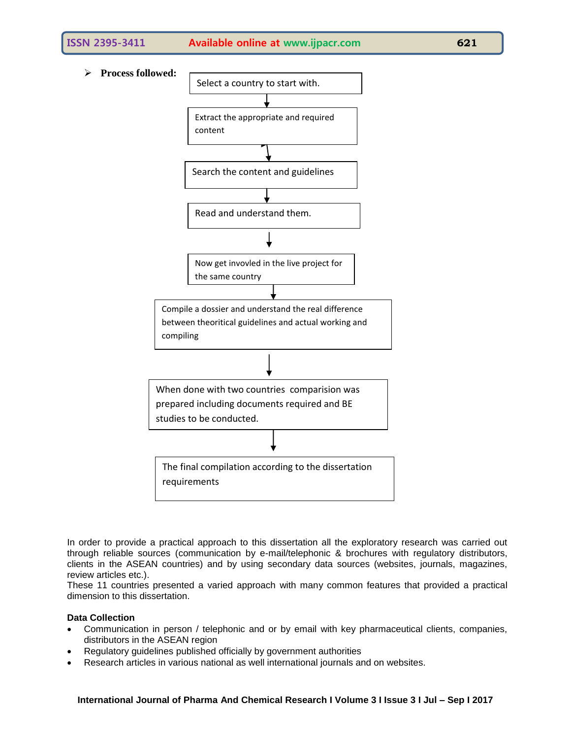- **Process followed:**

Select a country to start with.

↓

Extract the appropriate and required content

↓

Search the content and guidelines

↓

Read and understand them.

↓

Now get invovled in the live project for the same country

↓

Compile a dossier and understand the real difference between theoritical guidelines and actual working and compiling

↓

When done with two countries comparision was prepared including documents required and BE studies to be conducted.

↓

The final compilation according to the dissertation requirements

In order to provide a practical approach to this dissertation all the exploratory research was carried out through reliable sources (communication by e-mail/telephonic & brochures with regulatory distributors, clients in the ASEAN countries) and by using secondary data sources (websites, journals, magazines, review articles etc.).

These 11 countries presented a varied approach with many common features that provided a practical dimension to this dissertation.

**Data Collection**

- Communication in person / telephonic and or by email with key pharmaceutical clients, companies, distributors in the ASEAN region
- Regulatory guidelines published officially by government authorities
- Research articles in various national as well international journals and on websites.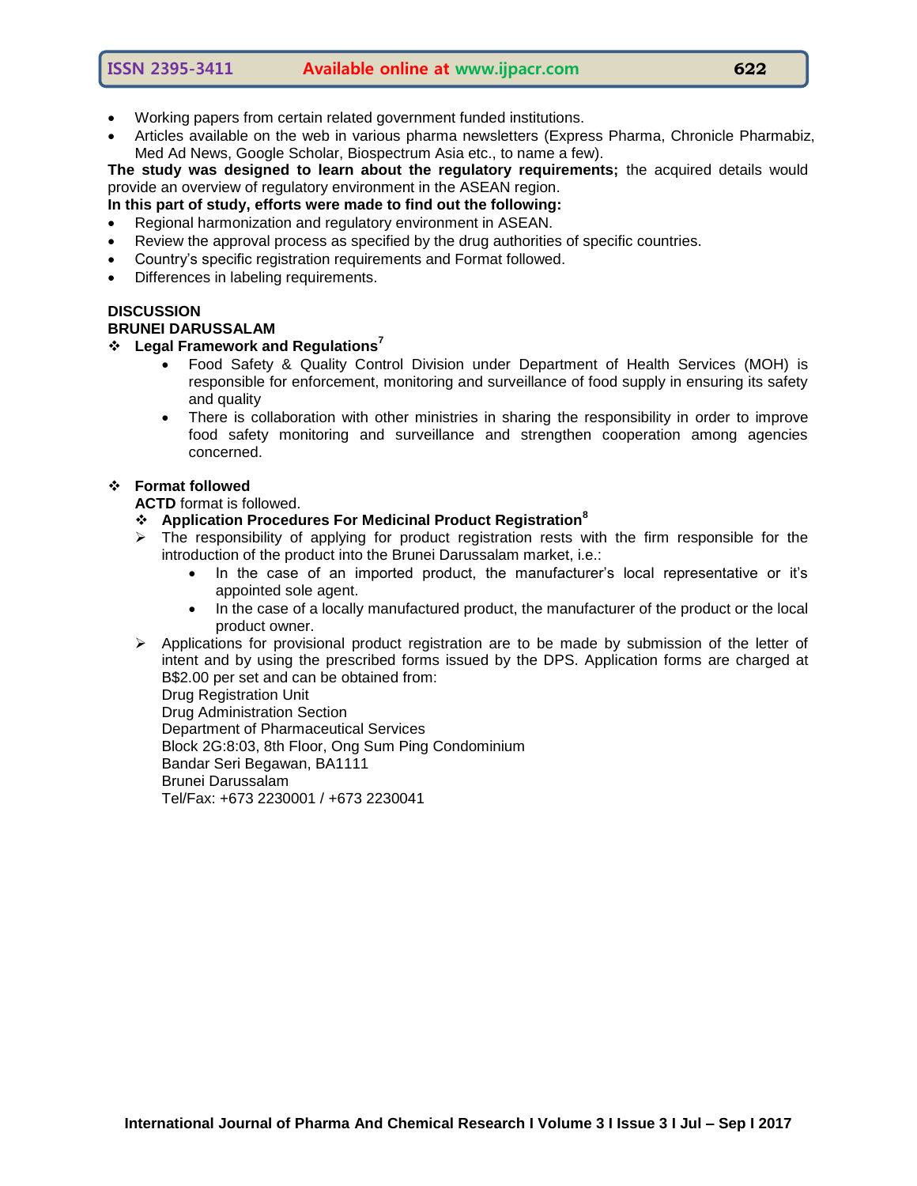- Working papers from certain related government funded institutions.
- Articles available on the web in various pharma newsletters (Express Pharma, Chronicle Pharmabiz, Med Ad News, Google Scholar, Biospectrum Asia etc., to name a few).

**The study was designed to learn about the regulatory requirements;** the acquired details would provide an overview of regulatory environment in the ASEAN region.

**In this part of study, efforts were made to find out the following:**

- Regional harmonization and regulatory environment in ASEAN.
- Review the approval process as specified by the drug authorities of specific countries.
- Country's specific registration requirements and Format followed.
- Differences in labeling requirements.

## DISCUSSION

### BRUNEI DARUSSALAM

- **Legal Framework and Regulations**[7]
  - Food Safety & Quality Control Division under Department of Health Services (MOH) is responsible for enforcement, monitoring and surveillance of food supply in ensuring its safety and quality
  - There is collaboration with other ministries in sharing the responsibility in order to improve food safety monitoring and surveillance and strengthen cooperation among agencies concerned.

- **Format followed**

  **ACTD** format is followed.

  - **Application Procedures For Medicinal Product Registration**[8]

  - The responsibility of applying for product registration rests with the firm responsible for the introduction of the product into the Brunei Darussalam market, i.e.:
    - In the case of an imported product, the manufacturer's local representative or it's appointed sole agent.
    - In the case of a locally manufactured product, the manufacturer of the product or the local product owner.
  - Applications for provisional product registration are to be made by submission of the letter of intent and by using the prescribed forms issued by the DPS. Application forms are charged at B$2.00 per set and can be obtained from:

    Drug Registration Unit  
    Drug Administration Section  
    Department of Pharmaceutical Services  
    Block 2G:8:03, 8th Floor, Ong Sum Ping Condominium  
    Bandar Seri Begawan, BA1111  
    Brunei Darussalam  
    Tel/Fax: +673 2230001 / +673 2230041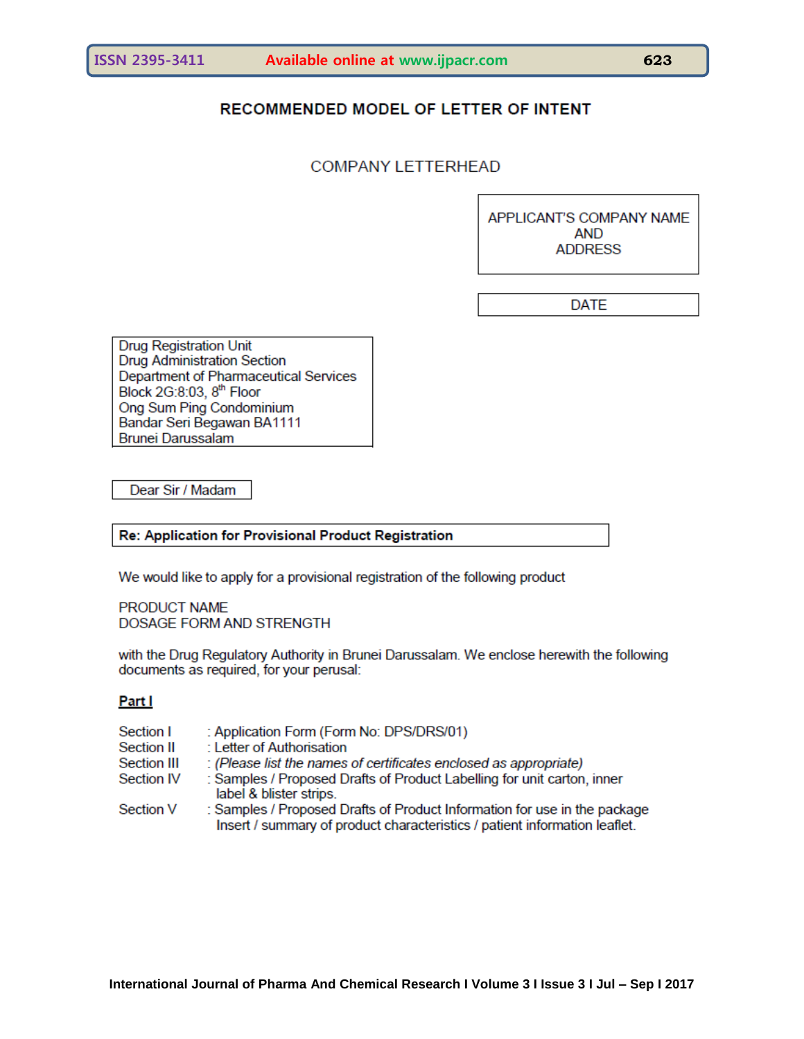## RECOMMENDED MODEL OF LETTER OF INTENT

COMPANY LETTERHEAD

APPLICANT'S COMPANY NAME
AND
ADDRESS

DATE

Drug Registration Unit
Drug Administration Section
Department of Pharmaceutical Services
Block 2G:8:03, 8th Floor
Ong Sum Ping Condominium
Bandar Seri Begawan BA1111
Brunei Darussalam

Dear Sir / Madam

**Re: Application for Provisional Product Registration**

We would like to apply for a provisional registration of the following product

PRODUCT NAME
DOSAGE FORM AND STRENGTH

with the Drug Regulatory Authority in Brunei Darussalam. We enclose herewith the following documents as required, for your perusal:

**Part I**

Section I : Application Form (Form No: DPS/DRS/01)
Section II : Letter of Authorisation
Section III : *(Please list the names of certificates enclosed as appropriate)*
Section IV : Samples / Proposed Drafts of Product Labelling for unit carton, inner label & blister strips.
Section V : Samples / Proposed Drafts of Product Information for use in the package Insert / summary of product characteristics / patient information leaflet.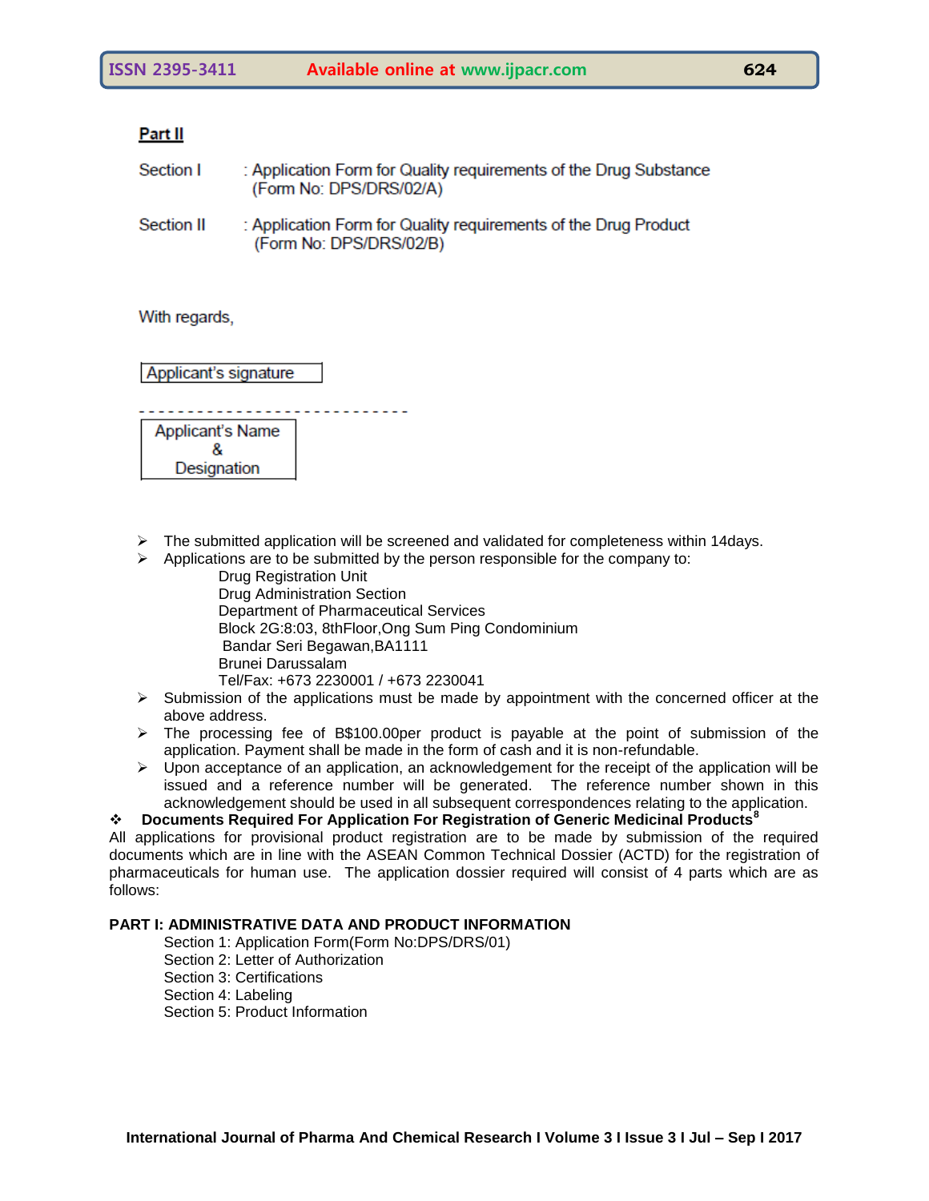**Part II**

Section I : Application Form for Quality requirements of the Drug Substance (Form No: DPS/DRS/02/A)

Section II : Application Form for Quality requirements of the Drug Product (Form No: DPS/DRS/02/B)

With regards,

Applicant's signature

- - - - - - - - - - - - - - - - - - - - - - - - - - -

Applicant's Name & Designation

- The submitted application will be screened and validated for completeness within 14days.
- Applications are to be submitted by the person responsible for the company to:

  Drug Registration Unit
  Drug Administration Section
  Department of Pharmaceutical Services
  Block 2G:8:03, 8thFloor,Ong Sum Ping Condominium
  Bandar Seri Begawan,BA1111
  Brunei Darussalam
  Tel/Fax: +673 2230001 / +673 2230041
- Submission of the applications must be made by appointment with the concerned officer at the above address.
- The processing fee of B$100.00per product is payable at the point of submission of the application. Payment shall be made in the form of cash and it is non-refundable.
- Upon acceptance of an application, an acknowledgement for the receipt of the application will be issued and a reference number will be generated. The reference number shown in this acknowledgement should be used in all subsequent correspondences relating to the application.

❖ **Documents Required For Application For Registration of Generic Medicinal Products**[8]

All applications for provisional product registration are to be made by submission of the required documents which are in line with the ASEAN Common Technical Dossier (ACTD) for the registration of pharmaceuticals for human use. The application dossier required will consist of 4 parts which are as follows:

**PART I: ADMINISTRATIVE DATA AND PRODUCT INFORMATION**

Section 1: Application Form(Form No:DPS/DRS/01)
Section 2: Letter of Authorization
Section 3: Certifications
Section 4: Labeling
Section 5: Product Information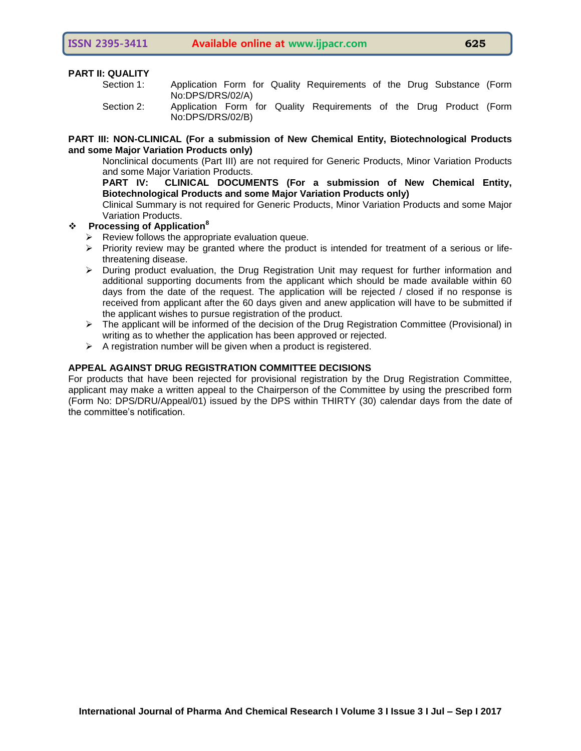**PART II: QUALITY**

Section 1: Application Form for Quality Requirements of the Drug Substance (Form No:DPS/DRS/02/A)

Section 2: Application Form for Quality Requirements of the Drug Product (Form No:DPS/DRS/02/B)

**PART III: NON-CLINICAL (For a submission of New Chemical Entity, Biotechnological Products and some Major Variation Products only)**

Nonclinical documents (Part III) are not required for Generic Products, Minor Variation Products and some Major Variation Products.

**PART IV: CLINICAL DOCUMENTS (For a submission of New Chemical Entity, Biotechnological Products and some Major Variation Products only)**

Clinical Summary is not required for Generic Products, Minor Variation Products and some Major Variation Products.

- **Processing of Application[8]**
  - Review follows the appropriate evaluation queue.
  - Priority review may be granted where the product is intended for treatment of a serious or life-threatening disease.
  - During product evaluation, the Drug Registration Unit may request for further information and additional supporting documents from the applicant which should be made available within 60 days from the date of the request. The application will be rejected / closed if no response is received from applicant after the 60 days given and anew application will have to be submitted if the applicant wishes to pursue registration of the product.
  - The applicant will be informed of the decision of the Drug Registration Committee (Provisional) in writing as to whether the application has been approved or rejected.
  - A registration number will be given when a product is registered.

**APPEAL AGAINST DRUG REGISTRATION COMMITTEE DECISIONS**

For products that have been rejected for provisional registration by the Drug Registration Committee, applicant may make a written appeal to the Chairperson of the Committee by using the prescribed form (Form No: DPS/DRU/Appeal/01) issued by the DPS within THIRTY (30) calendar days from the date of the committee's notification.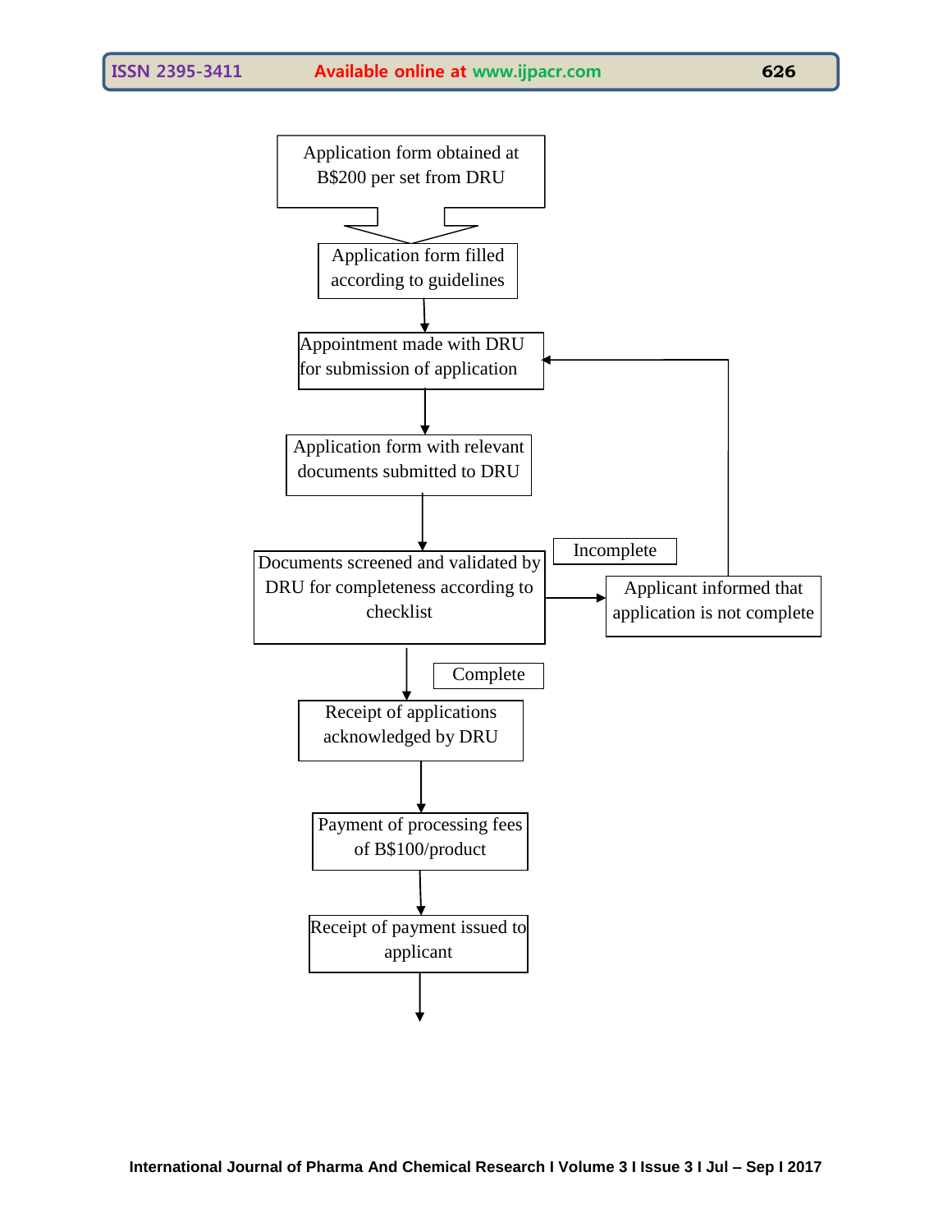Application form obtained at B$200 per set from DRU

Application form filled according to guidelines

Appointment made with DRU for submission of application

Application form with relevant documents submitted to DRU

Documents screened and validated by DRU for completeness according to checklist

Incomplete

Applicant informed that application is not complete

Complete

Receipt of applications acknowledged by DRU

Payment of processing fees of B$100/product

Receipt of payment issued to applicant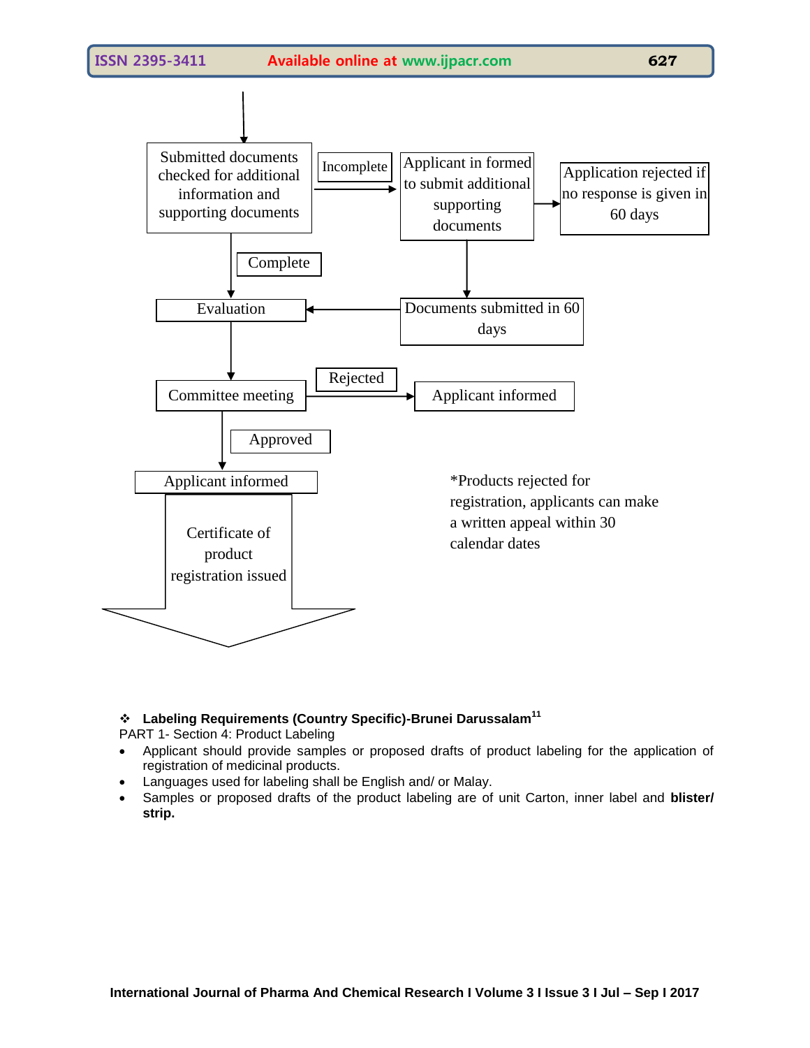Submitted documents checked for additional information and supporting documents

Incomplete → Applicant in formed to submit additional supporting documents → Application rejected if no response is given in 60 days

Applicant in formed to submit additional supporting documents → Documents submitted in 60 days → Evaluation

Complete → Evaluation

Evaluation → Committee meeting

Committee meeting → Rejected → Applicant informed

Committee meeting → Approved → Applicant informed

Certificate of product registration issued

*Products rejected for registration, applicants can make a written appeal within 30 calendar dates

❖ **Labeling Requirements (Country Specific)-Brunei Darussalam**[11]

PART 1- Section 4: Product Labeling

- Applicant should provide samples or proposed drafts of product labeling for the application of registration of medicinal products.
- Languages used for labeling shall be English and/ or Malay.
- Samples or proposed drafts of the product labeling are of unit Carton, inner label and **blister/ strip.**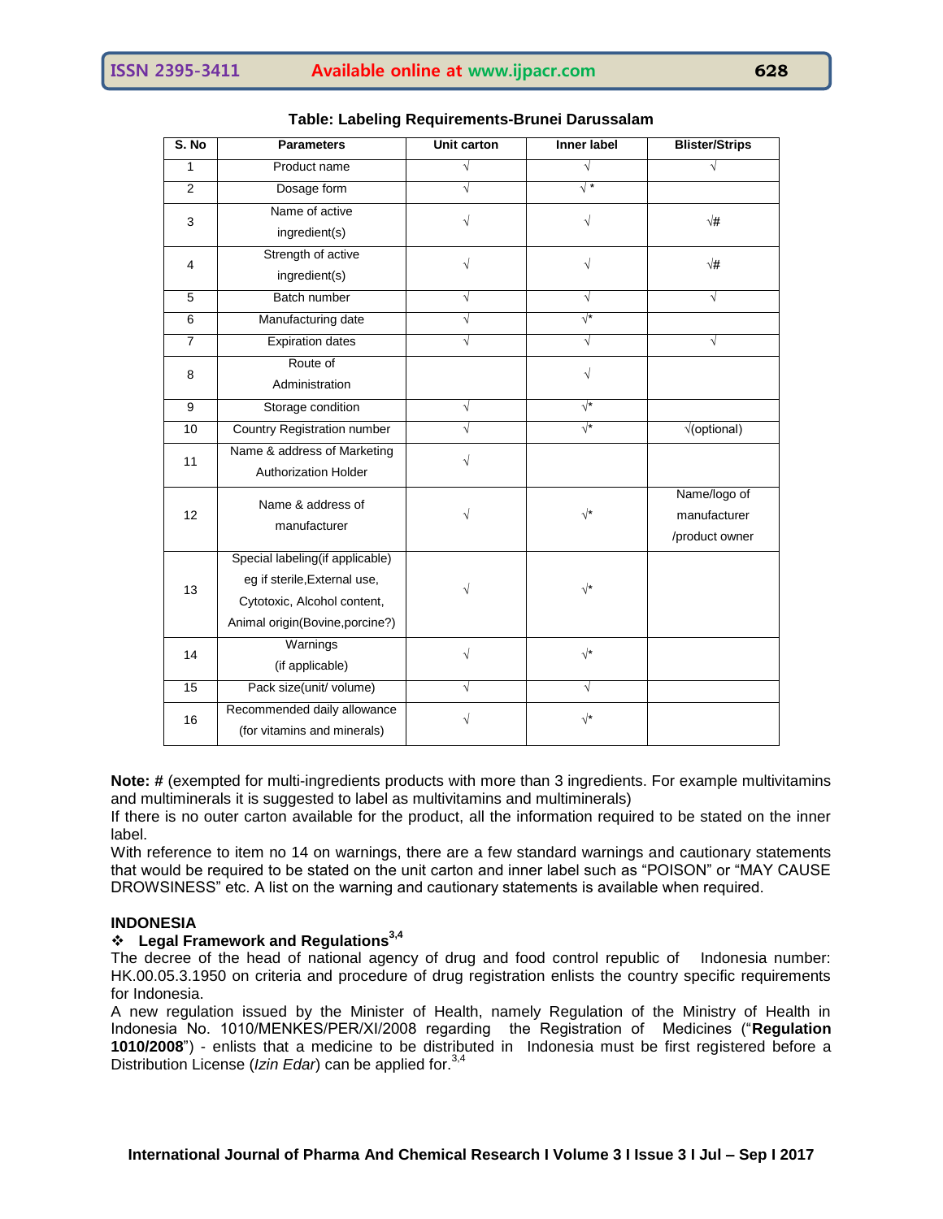**Table: Labeling Requirements-Brunei Darussalam**

| S. No | Parameters | Unit carton | Inner label | Blister/Strips |
|---|---|---|---|---|
| 1 | Product name | √ | √ | √ |
| 2 | Dosage form | √ | √ * | |
| 3 | Name of active ingredient(s) | √ | √ | √# |
| 4 | Strength of active ingredient(s) | √ | √ | √# |
| 5 | Batch number | √ | √ | √ |
| 6 | Manufacturing date | √ | √* | |
| 7 | Expiration dates | √ | √ | √ |
| 8 | Route of Administration | | √ | |
| 9 | Storage condition | √ | √* | |
| 10 | Country Registration number | √ | √* | √(optional) |
| 11 | Name & address of Marketing Authorization Holder | √ | | |
| 12 | Name & address of manufacturer | √ | √* | Name/logo of manufacturer /product owner |
| 13 | Special labeling(if applicable) eg if sterile,External use, Cytotoxic, Alcohol content, Animal origin(Bovine,porcine?) | √ | √* | |
| 14 | Warnings (if applicable) | √ | √* | |
| 15 | Pack size(unit/ volume) | √ | √ | |
| 16 | Recommended daily allowance (for vitamins and minerals) | √ | √* | |

**Note:** # (exempted for multi-ingredients products with more than 3 ingredients. For example multivitamins and multiminerals it is suggested to label as multivitamins and multiminerals)

If there is no outer carton available for the product, all the information required to be stated on the inner label.

With reference to item no 14 on warnings, there are a few standard warnings and cautionary statements that would be required to be stated on the unit carton and inner label such as "POISON" or "MAY CAUSE DROWSINESS" etc. A list on the warning and cautionary statements is available when required.

## INDONESIA

### ❖ Legal Framework and Regulations[3,4]

The decree of the head of national agency of drug and food control republic of Indonesia number: HK.00.05.3.1950 on criteria and procedure of drug registration enlists the country specific requirements for Indonesia.

A new regulation issued by the Minister of Health, namely Regulation of the Ministry of Health in Indonesia No. 1010/MENKES/PER/XI/2008 regarding the Registration of Medicines ("**Regulation 1010/2008**") - enlists that a medicine to be distributed in Indonesia must be first registered before a Distribution License (*Izin Edar*) can be applied for.[3,4]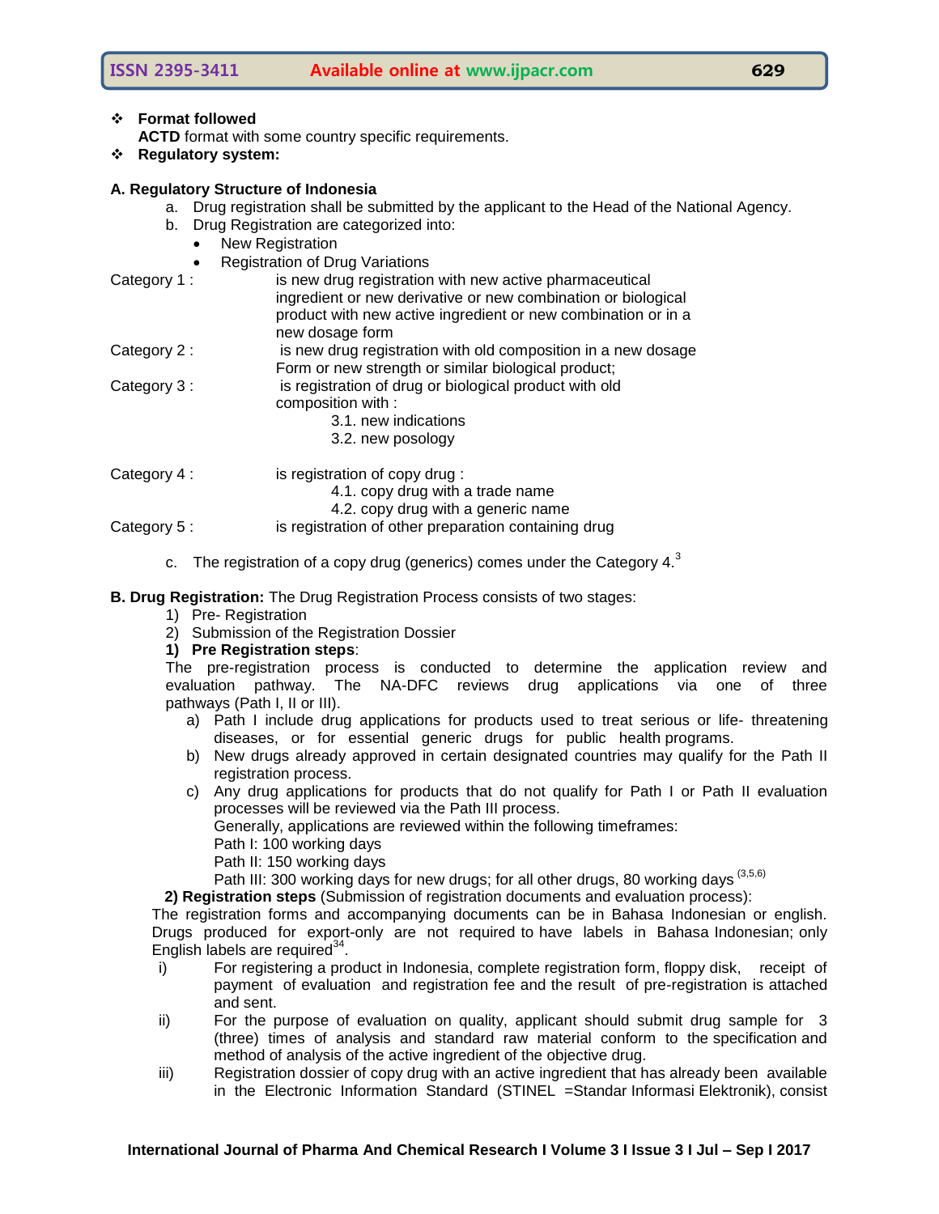- **Format followed**
  **ACTD** format with some country specific requirements.
- **Regulatory system:**

**A. Regulatory Structure of Indonesia**

a. Drug registration shall be submitted by the applicant to the Head of the National Agency.
b. Drug Registration are categorized into:
   - New Registration
   - Registration of Drug Variations

Category 1 : is new drug registration with new active pharmaceutical ingredient or new derivative or new combination or biological product with new active ingredient or new combination or in a new dosage form

Category 2 : is new drug registration with old composition in a new dosage Form or new strength or similar biological product;

Category 3 : is registration of drug or biological product with old composition with :
   3.1. new indications
   3.2. new posology

Category 4 : is registration of copy drug :
   4.1. copy drug with a trade name
   4.2. copy drug with a generic name

Category 5 : is registration of other preparation containing drug

c. The registration of a copy drug (generics) comes under the Category 4.[3]

**B. Drug Registration:** The Drug Registration Process consists of two stages:

1) Pre- Registration
2) Submission of the Registration Dossier

**1) Pre Registration steps**:

The pre-registration process is conducted to determine the application review and evaluation pathway. The NA-DFC reviews drug applications via one of three pathways (Path I, II or III).

a) Path I include drug applications for products used to treat serious or life- threatening diseases, or for essential generic drugs for public health programs.
b) New drugs already approved in certain designated countries may qualify for the Path II registration process.
c) Any drug applications for products that do not qualify for Path I or Path II evaluation processes will be reviewed via the Path III process.
   Generally, applications are reviewed within the following timeframes:
   Path I: 100 working days
   Path II: 150 working days
   Path III: 300 working days for new drugs; for all other drugs, 80 working days [3,5,6]

**2) Registration steps** (Submission of registration documents and evaluation process):

The registration forms and accompanying documents can be in Bahasa Indonesian or english. Drugs produced for export-only are not required to have labels in Bahasa Indonesian; only English labels are required[34].

i) For registering a product in Indonesia, complete registration form, floppy disk, receipt of payment of evaluation and registration fee and the result of pre-registration is attached and sent.
ii) For the purpose of evaluation on quality, applicant should submit drug sample for 3 (three) times of analysis and standard raw material conform to the specification and method of analysis of the active ingredient of the objective drug.
iii) Registration dossier of copy drug with an active ingredient that has already been available in the Electronic Information Standard (STINEL =Standar Informasi Elektronik), consist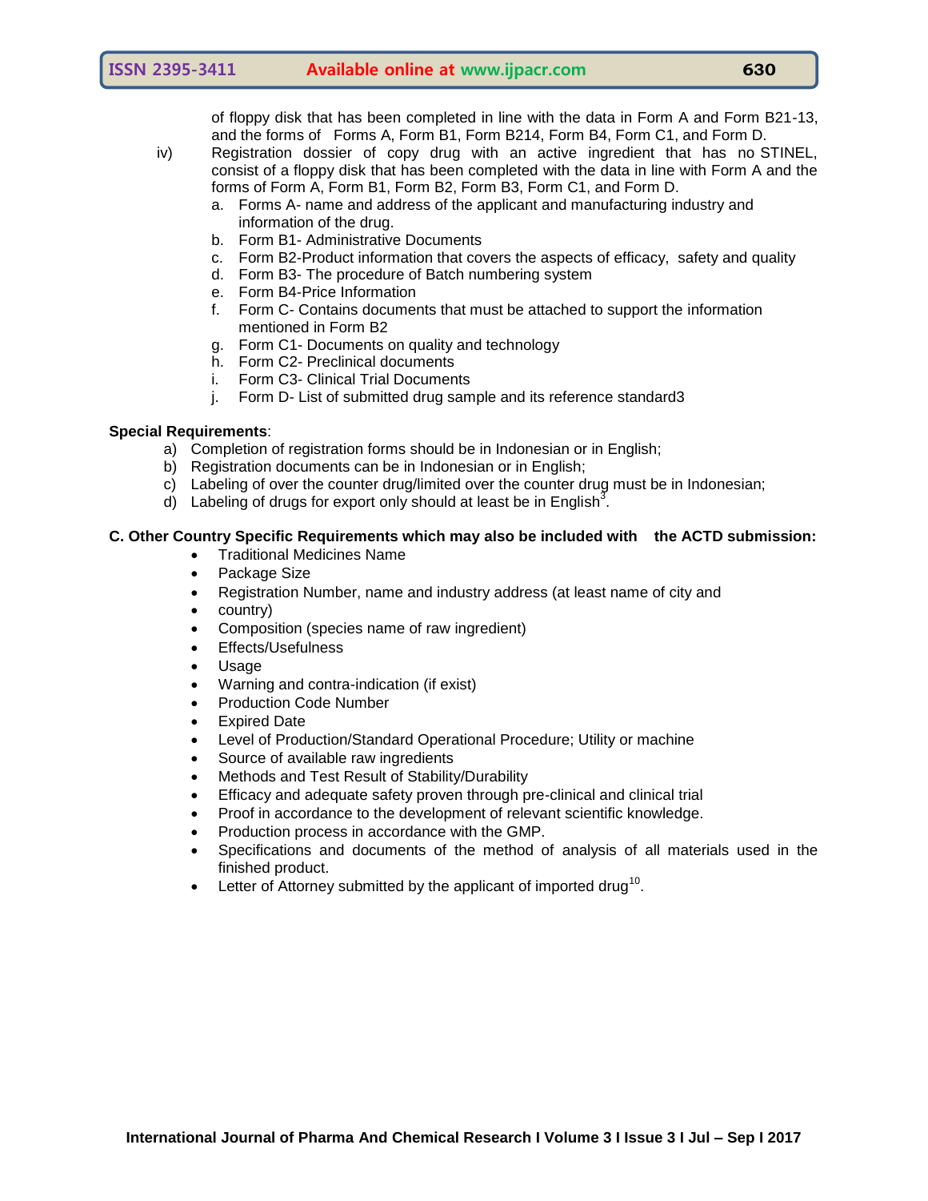of floppy disk that has been completed in line with the data in Form A and Form B21-13, and the forms of Forms A, Form B1, Form B214, Form B4, Form C1, and Form D.

iv) Registration dossier of copy drug with an active ingredient that has no STINEL, consist of a floppy disk that has been completed with the data in line with Form A and the forms of Form A, Form B1, Form B2, Form B3, Form C1, and Form D.

a. Forms A- name and address of the applicant and manufacturing industry and information of the drug.
b. Form B1- Administrative Documents
c. Form B2-Product information that covers the aspects of efficacy, safety and quality
d. Form B3- The procedure of Batch numbering system
e. Form B4-Price Information
f. Form C- Contains documents that must be attached to support the information mentioned in Form B2
g. Form C1- Documents on quality and technology
h. Form C2- Preclinical documents
i. Form C3- Clinical Trial Documents
j. Form D- List of submitted drug sample and its reference standard3

**Special Requirements**:

a) Completion of registration forms should be in Indonesian or in English;
b) Registration documents can be in Indonesian or in English;
c) Labeling of over the counter drug/limited over the counter drug must be in Indonesian;
d) Labeling of drugs for export only should at least be in English[3].

**C. Other Country Specific Requirements which may also be included with the ACTD submission:**

- Traditional Medicines Name
- Package Size
- Registration Number, name and industry address (at least name of city and
- country)
- Composition (species name of raw ingredient)
- Effects/Usefulness
- Usage
- Warning and contra-indication (if exist)
- Production Code Number
- Expired Date
- Level of Production/Standard Operational Procedure; Utility or machine
- Source of available raw ingredients
- Methods and Test Result of Stability/Durability
- Efficacy and adequate safety proven through pre-clinical and clinical trial
- Proof in accordance to the development of relevant scientific knowledge.
- Production process in accordance with the GMP.
- Specifications and documents of the method of analysis of all materials used in the finished product.
- Letter of Attorney submitted by the applicant of imported drug[10].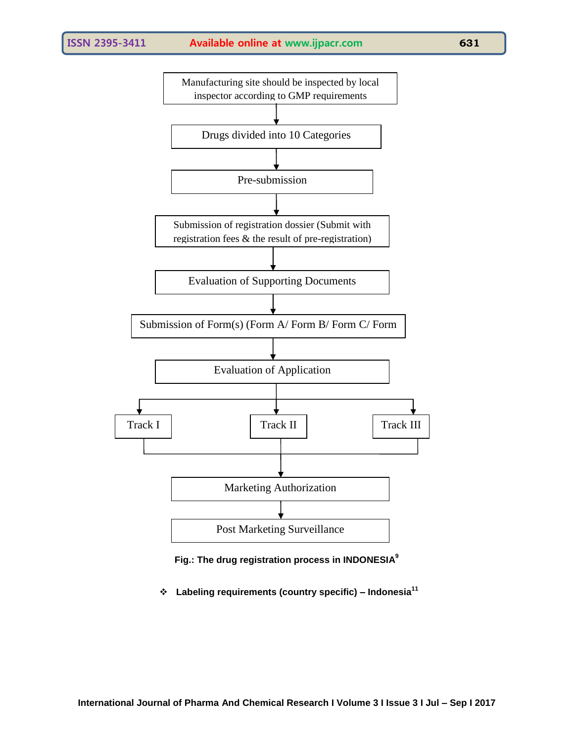Manufacturing site should be inspected by local inspector according to GMP requirements

↓

Drugs divided into 10 Categories

↓

Pre-submission

↓

Submission of registration dossier (Submit with registration fees & the result of pre-registration)

↓

Evaluation of Supporting Documents

↓

Submission of Form(s) (Form A/ Form B/ Form C/ Form

↓

Evaluation of Application

↓

Track I | Track II | Track III

↓

Marketing Authorization

↓

Post Marketing Surveillance

**Fig.: The drug registration process in INDONESIA[9]**

❖ **Labeling requirements (country specific) – Indonesia[11]**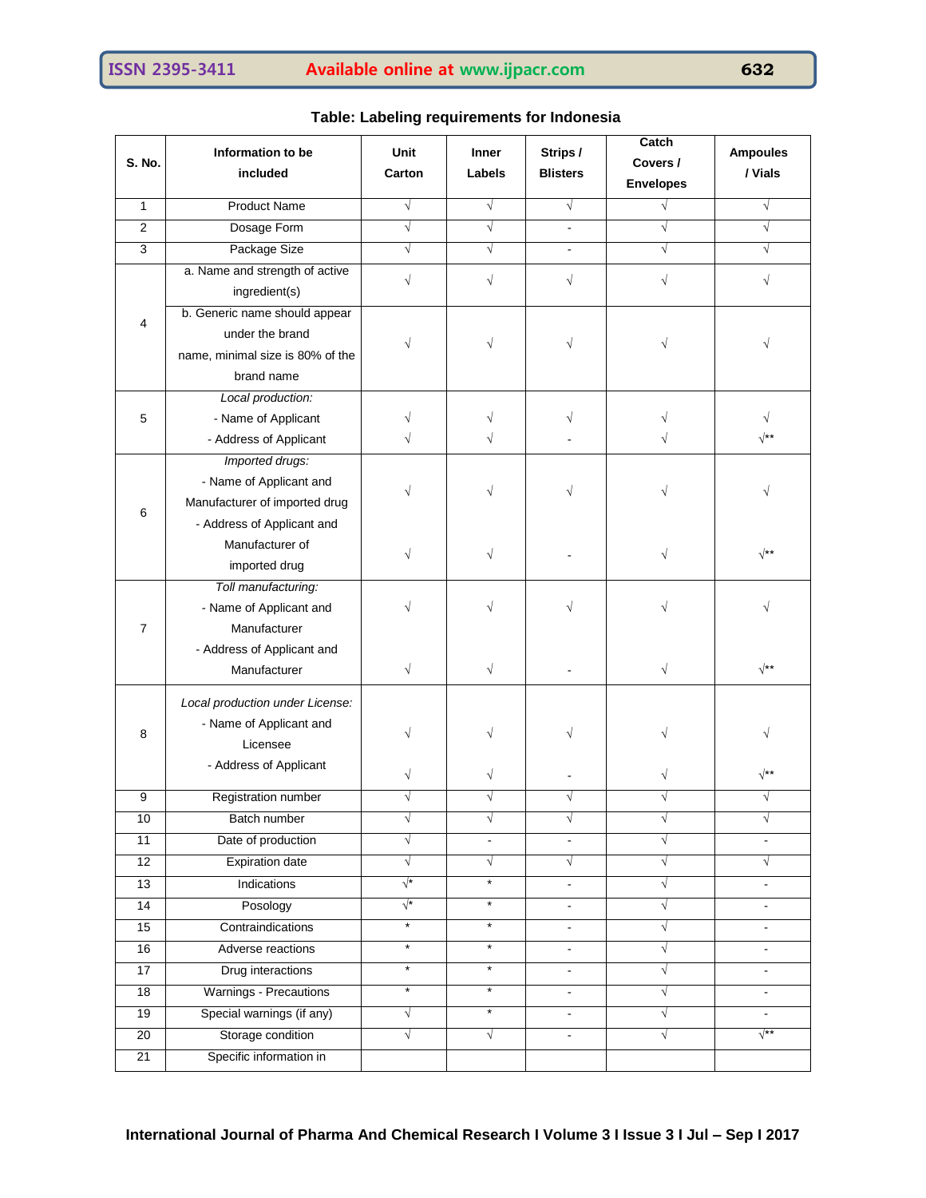**Table: Labeling requirements for Indonesia**

| S. No. | Information to be included | Unit Carton | Inner Labels | Strips / Blisters | Catch Covers / Envelopes | Ampoules / Vials |
|---|---|---|---|---|---|---|
| 1 | Product Name | √ | √ | √ | √ | √ |
| 2 | Dosage Form | √ | √ | - | √ | √ |
| 3 | Package Size | √ | √ | - | √ | √ |
| 4 | a. Name and strength of active ingredient(s) | √ | √ | √ | √ | √ |
| | b. Generic name should appear under the brand name, minimal size is 80% of the brand name | √ | √ | √ | √ | √ |
| 5 | *Local production:* | | | | | |
| | - Name of Applicant | √ | √ | √ | √ | √ |
| | - Address of Applicant | √ | √ | - | √ | √** |
| 6 | *Imported drugs:* | | | | | |
| | - Name of Applicant and Manufacturer of imported drug | √ | √ | √ | √ | √ |
| | - Address of Applicant and Manufacturer of imported drug | √ | √ | - | √ | √** |
| 7 | *Toll manufacturing:* | | | | | |
| | - Name of Applicant and Manufacturer | √ | √ | √ | √ | √ |
| | - Address of Applicant and Manufacturer | √ | √ | - | √ | √** |
| 8 | *Local production under License:* | | | | | |
| | - Name of Applicant and Licensee | √ | √ | √ | √ | √ |
| | - Address of Applicant | √ | √ | - | √ | √** |
| 9 | Registration number | √ | √ | √ | √ | √ |
| 10 | Batch number | √ | √ | √ | √ | √ |
| 11 | Date of production | √ | - | - | √ | - |
| 12 | Expiration date | √ | √ | √ | √ | √ |
| 13 | Indications | √* | * | - | √ | - |
| 14 | Posology | √* | * | - | √ | - |
| 15 | Contraindications | * | * | - | √ | - |
| 16 | Adverse reactions | * | * | - | √ | - |
| 17 | Drug interactions | * | * | - | √ | - |
| 18 | Warnings - Precautions | * | * | - | √ | - |
| 19 | Special warnings (if any) | √ | * | - | √ | - |
| 20 | Storage condition | √ | √ | - | √ | √** |
| 21 | Specific information in | | | | | |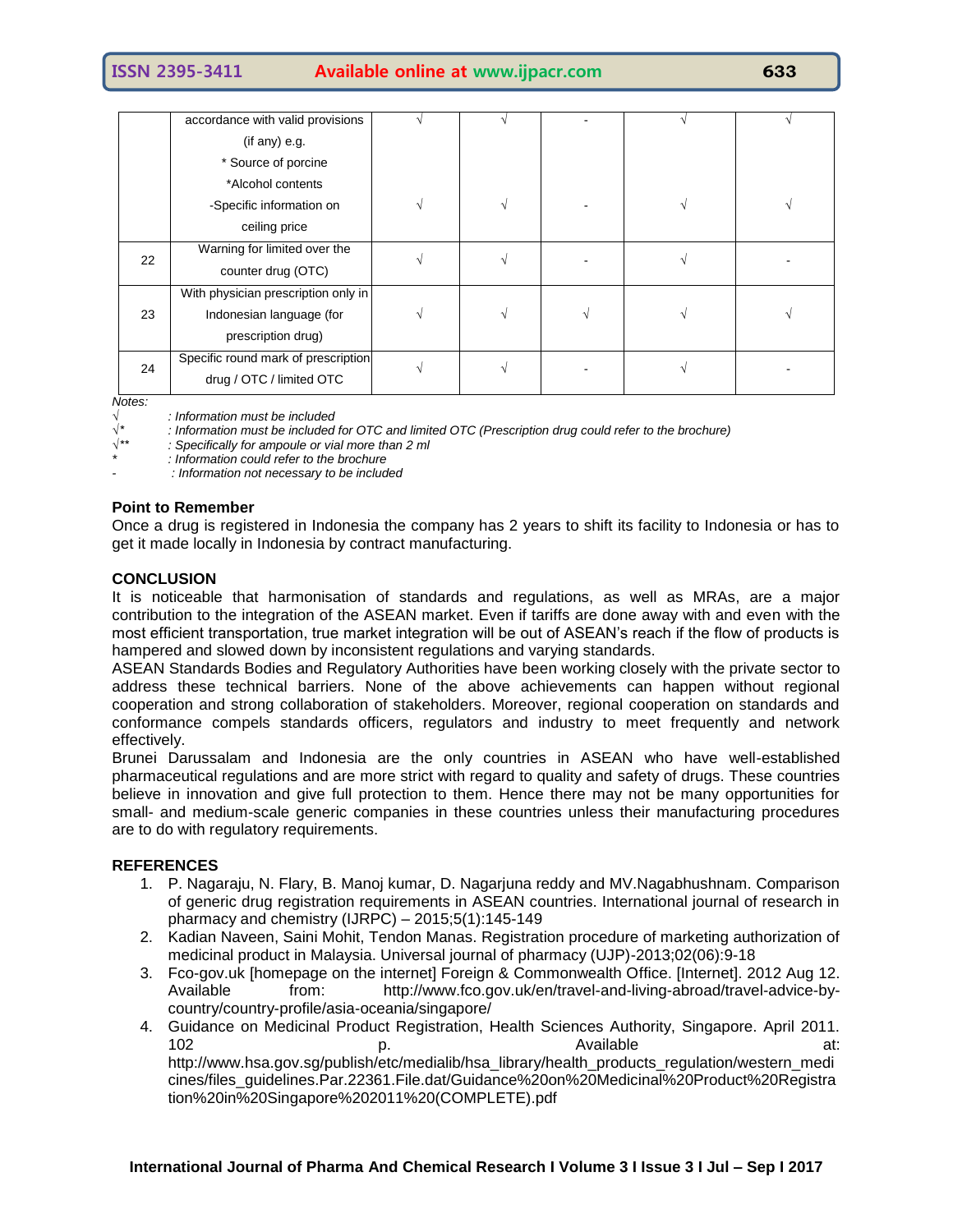|  | accordance with valid provisions (if any) e.g. * Source of porcine *Alcohol contents | √ | √ | - | √ | √ |
|---|---|---|---|---|---|---|
|  | -Specific information on ceiling price | √ | √ | - | √ | √ |
| 22 | Warning for limited over the counter drug (OTC) | √ | √ | - | √ | - |
| 23 | With physician prescription only in Indonesian language (for prescription drug) | √ | √ | √ | √ | √ |
| 24 | Specific round mark of prescription drug / OTC / limited OTC | √ | √ | - | √ | - |

*Notes:*

√ *: Information must be included*

√* *: Information must be included for OTC and limited OTC (Prescription drug could refer to the brochure)*

√** *: Specifically for ampoule or vial more than 2 ml*

\* *: Information could refer to the brochure*

\- *: Information not necessary to be included*

**Point to Remember**

Once a drug is registered in Indonesia the company has 2 years to shift its facility to Indonesia or has to get it made locally in Indonesia by contract manufacturing.

## CONCLUSION

It is noticeable that harmonisation of standards and regulations, as well as MRAs, are a major contribution to the integration of the ASEAN market. Even if tariffs are done away with and even with the most efficient transportation, true market integration will be out of ASEAN's reach if the flow of products is hampered and slowed down by inconsistent regulations and varying standards.

ASEAN Standards Bodies and Regulatory Authorities have been working closely with the private sector to address these technical barriers. None of the above achievements can happen without regional cooperation and strong collaboration of stakeholders. Moreover, regional cooperation on standards and conformance compels standards officers, regulators and industry to meet frequently and network effectively.

Brunei Darussalam and Indonesia are the only countries in ASEAN who have well-established pharmaceutical regulations and are more strict with regard to quality and safety of drugs. These countries believe in innovation and give full protection to them. Hence there may not be many opportunities for small- and medium-scale generic companies in these countries unless their manufacturing procedures are to do with regulatory requirements.

## REFERENCES

1. P. Nagaraju, N. Flary, B. Manoj kumar, D. Nagarjuna reddy and MV.Nagabhushnam. Comparison of generic drug registration requirements in ASEAN countries. International journal of research in pharmacy and chemistry (IJRPC) – 2015;5(1):145-149
2. Kadian Naveen, Saini Mohit, Tendon Manas. Registration procedure of marketing authorization of medicinal product in Malaysia. Universal journal of pharmacy (UJP)-2013;02(06):9-18
3. Fco-gov.uk [homepage on the internet] Foreign & Commonwealth Office. [Internet]. 2012 Aug 12. Available from: http://www.fco.gov.uk/en/travel-and-living-abroad/travel-advice-by-country/country-profile/asia-oceania/singapore/
4. Guidance on Medicinal Product Registration, Health Sciences Authority, Singapore. April 2011. 102 p. Available at: http://www.hsa.gov.sg/publish/etc/medialib/hsa_library/health_products_regulation/western_medicines/files_guidelines.Par.22361.File.dat/Guidance%20on%20Medicinal%20Product%20Registration%20in%20Singapore%202011%20(COMPLETE).pdf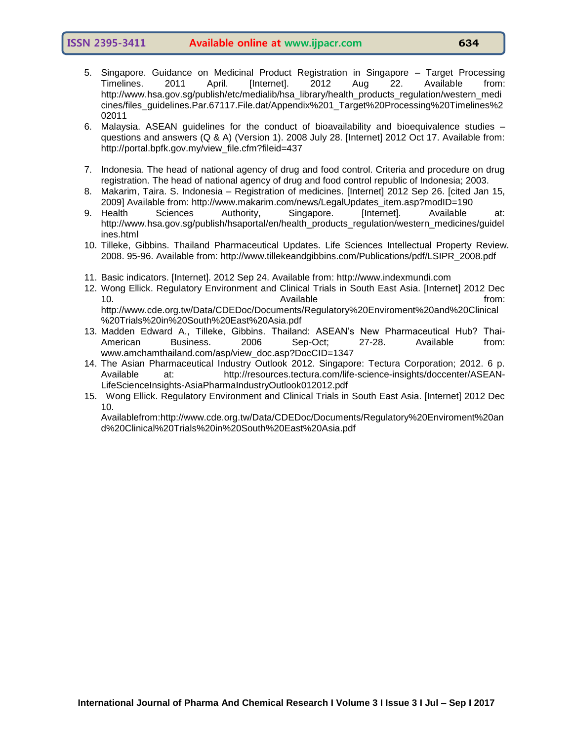5. Singapore. Guidance on Medicinal Product Registration in Singapore – Target Processing Timelines. 2011 April. [Internet]. 2012 Aug 22. Available from: http://www.hsa.gov.sg/publish/etc/medialib/hsa_library/health_products_regulation/western_medicines/files_guidelines.Par.67117.File.dat/Appendix%201_Target%20Processing%20Timelines%202011
6. Malaysia. ASEAN guidelines for the conduct of bioavailability and bioequivalence studies – questions and answers (Q & A) (Version 1). 2008 July 28. [Internet] 2012 Oct 17. Available from: http://portal.bpfk.gov.my/view_file.cfm?fileid=437
7. Indonesia. The head of national agency of drug and food control. Criteria and procedure on drug registration. The head of national agency of drug and food control republic of Indonesia; 2003.
8. Makarim, Taira. S. Indonesia – Registration of medicines. [Internet] 2012 Sep 26. [cited Jan 15, 2009] Available from: http://www.makarim.com/news/LegalUpdates_item.asp?modID=190
9. Health Sciences Authority, Singapore. [Internet]. Available at: http://www.hsa.gov.sg/publish/hsaportal/en/health_products_regulation/western_medicines/guidelines.html
10. Tilleke, Gibbins. Thailand Pharmaceutical Updates. Life Sciences Intellectual Property Review. 2008. 95-96. Available from: http://www.tillekeandgibbins.com/Publications/pdf/LSIPR_2008.pdf
11. Basic indicators. [Internet]. 2012 Sep 24. Available from: http://www.indexmundi.com
12. Wong Ellick. Regulatory Environment and Clinical Trials in South East Asia. [Internet] 2012 Dec 10. Available from: http://www.cde.org.tw/Data/CDEDoc/Documents/Regulatory%20Enviroment%20and%20Clinical%20Trials%20in%20South%20East%20Asia.pdf
13. Madden Edward A., Tilleke, Gibbins. Thailand: ASEAN's New Pharmaceutical Hub? Thai-American Business. 2006 Sep-Oct; 27-28. Available from: www.amchamthailand.com/asp/view_doc.asp?DocCID=1347
14. The Asian Pharmaceutical Industry Outlook 2012. Singapore: Tectura Corporation; 2012. 6 p. Available at: http://resources.tectura.com/life-science-insights/doccenter/ASEAN-LifeScienceInsights-AsiaPharmaIndustryOutlook012012.pdf
15. Wong Ellick. Regulatory Environment and Clinical Trials in South East Asia. [Internet] 2012 Dec 10. Availablefrom:http://www.cde.org.tw/Data/CDEDoc/Documents/Regulatory%20Enviroment%20and%20Clinical%20Trials%20in%20South%20East%20Asia.pdf